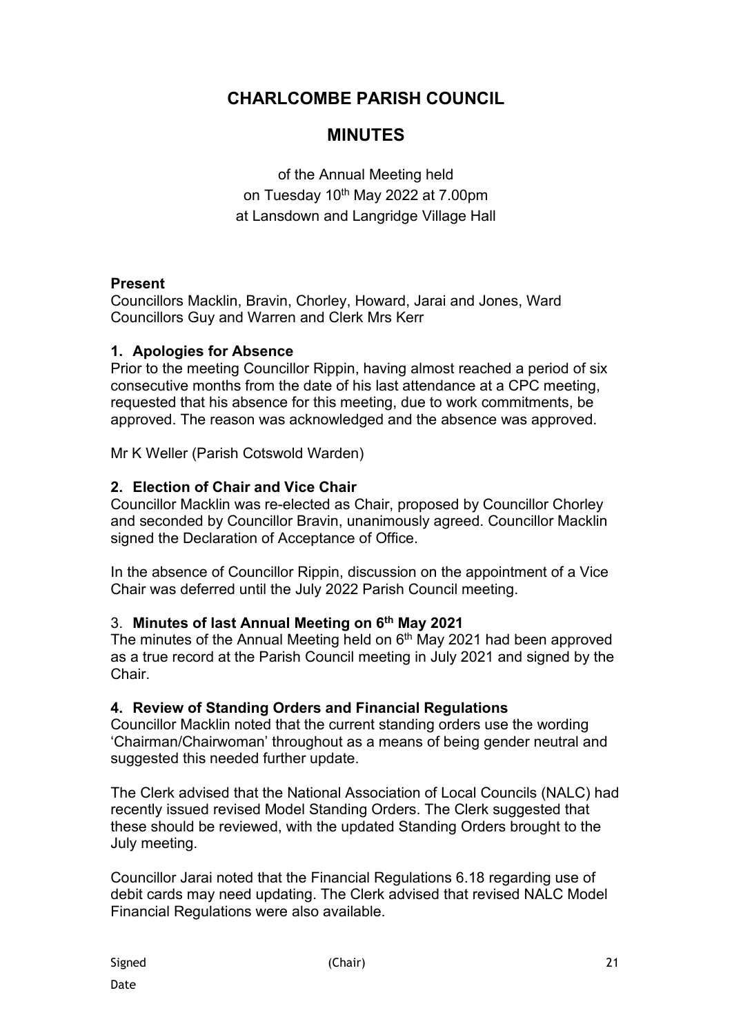# CHARLCOMBE PARISH COUNCIL

## MINUTES

of the Annual Meeting held
on Tuesday 10th May 2022 at 7.00pm
at Lansdown and Langridge Village Hall

**Present**
Councillors Macklin, Bravin, Chorley, Howard, Jarai and Jones, Ward Councillors Guy and Warren and Clerk Mrs Kerr

### 1. Apologies for Absence

Prior to the meeting Councillor Rippin, having almost reached a period of six consecutive months from the date of his last attendance at a CPC meeting, requested that his absence for this meeting, due to work commitments, be approved. The reason was acknowledged and the absence was approved.

Mr K Weller (Parish Cotswold Warden)

### 2. Election of Chair and Vice Chair

Councillor Macklin was re-elected as Chair, proposed by Councillor Chorley and seconded by Councillor Bravin, unanimously agreed. Councillor Macklin signed the Declaration of Acceptance of Office.

In the absence of Councillor Rippin, discussion on the appointment of a Vice Chair was deferred until the July 2022 Parish Council meeting.

### 3. Minutes of last Annual Meeting on 6th May 2021

The minutes of the Annual Meeting held on 6th May 2021 had been approved as a true record at the Parish Council meeting in July 2021 and signed by the Chair.

### 4. Review of Standing Orders and Financial Regulations

Councillor Macklin noted that the current standing orders use the wording 'Chairman/Chairwoman' throughout as a means of being gender neutral and suggested this needed further update.

The Clerk advised that the National Association of Local Councils (NALC) had recently issued revised Model Standing Orders. The Clerk suggested that these should be reviewed, with the updated Standing Orders brought to the July meeting.

Councillor Jarai noted that the Financial Regulations 6.18 regarding use of debit cards may need updating. The Clerk advised that revised NALC Model Financial Regulations were also available.

Signed (Chair)

Date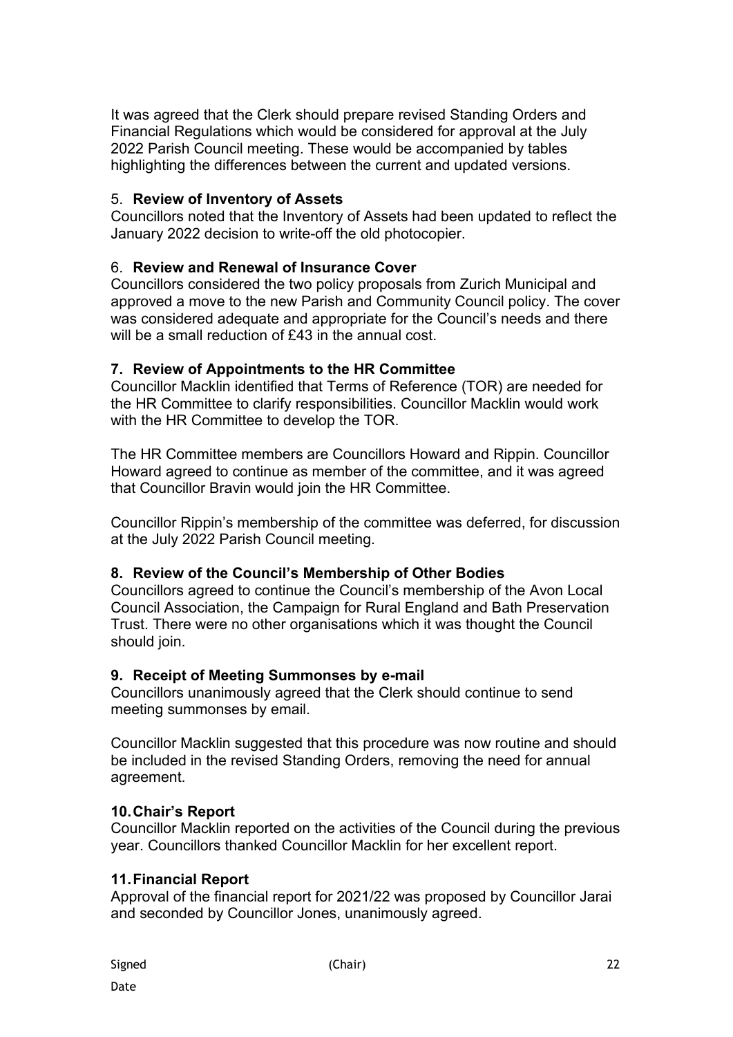It was agreed that the Clerk should prepare revised Standing Orders and Financial Regulations which would be considered for approval at the July 2022 Parish Council meeting. These would be accompanied by tables highlighting the differences between the current and updated versions.

5. **Review of Inventory of Assets**

Councillors noted that the Inventory of Assets had been updated to reflect the January 2022 decision to write-off the old photocopier.

6. **Review and Renewal of Insurance Cover**

Councillors considered the two policy proposals from Zurich Municipal and approved a move to the new Parish and Community Council policy. The cover was considered adequate and appropriate for the Council's needs and there will be a small reduction of £43 in the annual cost.

**7. Review of Appointments to the HR Committee**

Councillor Macklin identified that Terms of Reference (TOR) are needed for the HR Committee to clarify responsibilities. Councillor Macklin would work with the HR Committee to develop the TOR.

The HR Committee members are Councillors Howard and Rippin. Councillor Howard agreed to continue as member of the committee, and it was agreed that Councillor Bravin would join the HR Committee.

Councillor Rippin's membership of the committee was deferred, for discussion at the July 2022 Parish Council meeting.

**8. Review of the Council's Membership of Other Bodies**

Councillors agreed to continue the Council's membership of the Avon Local Council Association, the Campaign for Rural England and Bath Preservation Trust. There were no other organisations which it was thought the Council should join.

**9. Receipt of Meeting Summonses by e-mail**

Councillors unanimously agreed that the Clerk should continue to send meeting summonses by email.

Councillor Macklin suggested that this procedure was now routine and should be included in the revised Standing Orders, removing the need for annual agreement.

**10. Chair's Report**

Councillor Macklin reported on the activities of the Council during the previous year. Councillors thanked Councillor Macklin for her excellent report.

**11. Financial Report**

Approval of the financial report for 2021/22 was proposed by Councillor Jarai and seconded by Councillor Jones, unanimously agreed.

Signed (Chair)

Date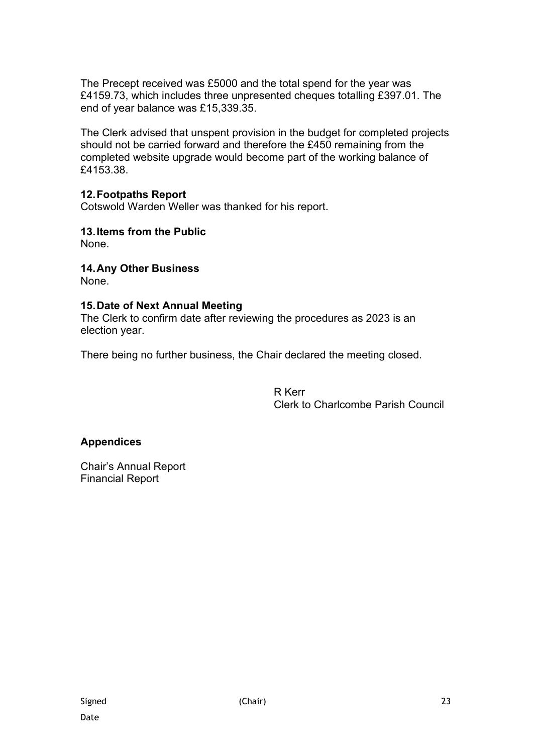The Precept received was £5000 and the total spend for the year was £4159.73, which includes three unpresented cheques totalling £397.01. The end of year balance was £15,339.35.

The Clerk advised that unspent provision in the budget for completed projects should not be carried forward and therefore the £450 remaining from the completed website upgrade would become part of the working balance of £4153.38.

### 12. Footpaths Report

Cotswold Warden Weller was thanked for his report.

### 13. Items from the Public

None.

### 14. Any Other Business

None.

### 15. Date of Next Annual Meeting

The Clerk to confirm date after reviewing the procedures as 2023 is an election year.

There being no further business, the Chair declared the meeting closed.

R Kerr
Clerk to Charlcombe Parish Council

### Appendices

Chair's Annual Report
Financial Report

Signed (Chair)

Date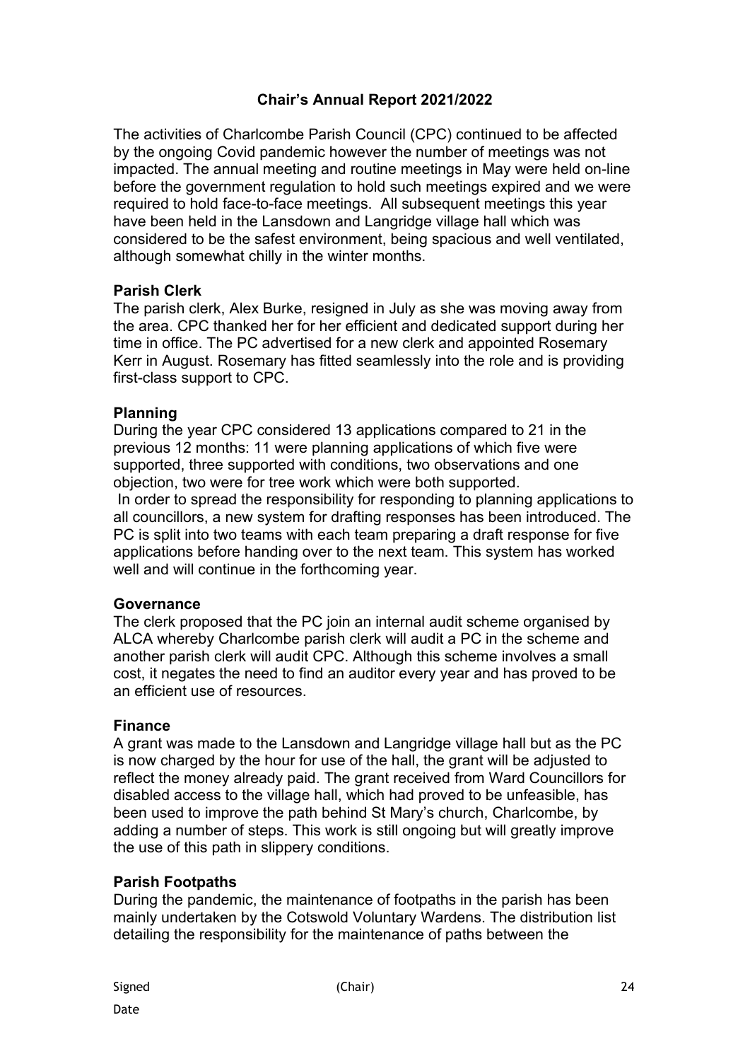## Chair's Annual Report 2021/2022

The activities of Charlcombe Parish Council (CPC) continued to be affected by the ongoing Covid pandemic however the number of meetings was not impacted. The annual meeting and routine meetings in May were held on-line before the government regulation to hold such meetings expired and we were required to hold face-to-face meetings. All subsequent meetings this year have been held in the Lansdown and Langridge village hall which was considered to be the safest environment, being spacious and well ventilated, although somewhat chilly in the winter months.

**Parish Clerk**

The parish clerk, Alex Burke, resigned in July as she was moving away from the area. CPC thanked her for her efficient and dedicated support during her time in office. The PC advertised for a new clerk and appointed Rosemary Kerr in August. Rosemary has fitted seamlessly into the role and is providing first-class support to CPC.

**Planning**

During the year CPC considered 13 applications compared to 21 in the previous 12 months: 11 were planning applications of which five were supported, three supported with conditions, two observations and one objection, two were for tree work which were both supported.

In order to spread the responsibility for responding to planning applications to all councillors, a new system for drafting responses has been introduced. The PC is split into two teams with each team preparing a draft response for five applications before handing over to the next team. This system has worked well and will continue in the forthcoming year.

**Governance**

The clerk proposed that the PC join an internal audit scheme organised by ALCA whereby Charlcombe parish clerk will audit a PC in the scheme and another parish clerk will audit CPC. Although this scheme involves a small cost, it negates the need to find an auditor every year and has proved to be an efficient use of resources.

**Finance**

A grant was made to the Lansdown and Langridge village hall but as the PC is now charged by the hour for use of the hall, the grant will be adjusted to reflect the money already paid. The grant received from Ward Councillors for disabled access to the village hall, which had proved to be unfeasible, has been used to improve the path behind St Mary's church, Charlcombe, by adding a number of steps. This work is still ongoing but will greatly improve the use of this path in slippery conditions.

**Parish Footpaths**

During the pandemic, the maintenance of footpaths in the parish has been mainly undertaken by the Cotswold Voluntary Wardens. The distribution list detailing the responsibility for the maintenance of paths between the

Signed (Chair)

Date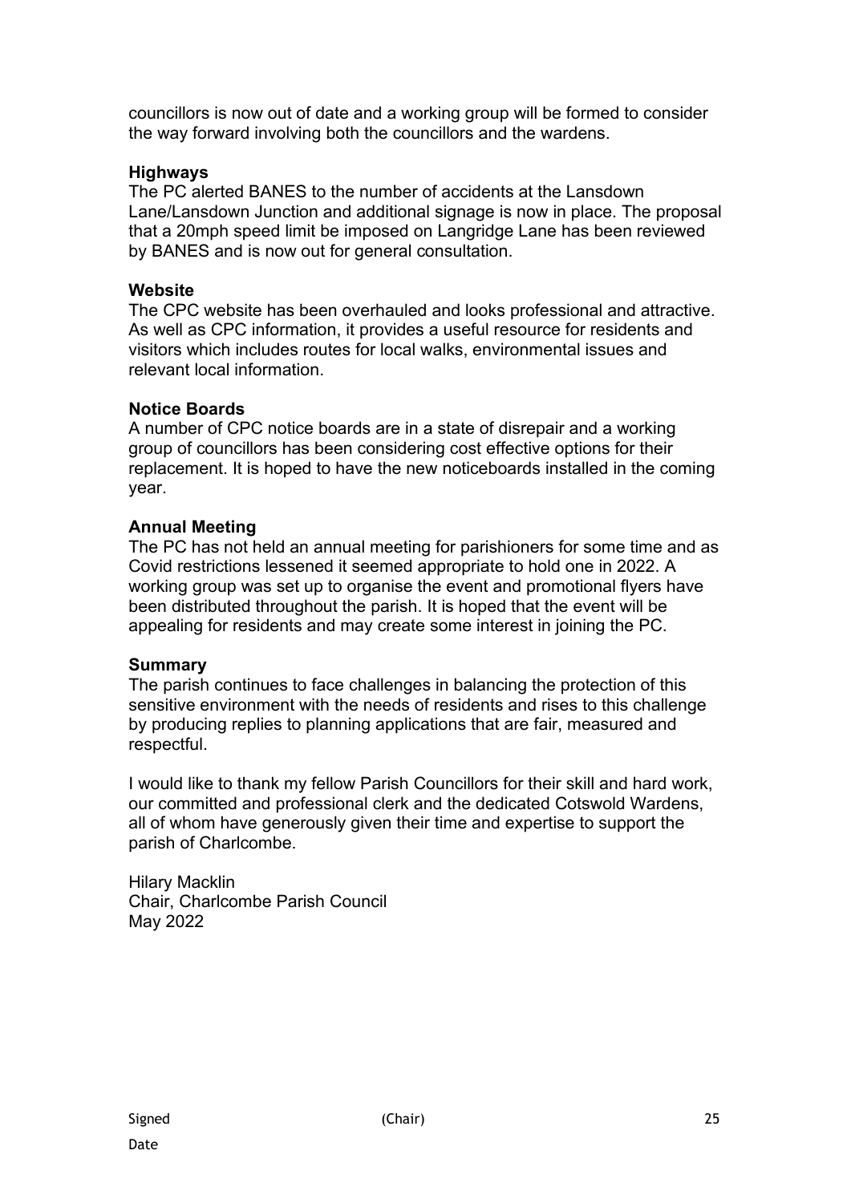councillors is now out of date and a working group will be formed to consider the way forward involving both the councillors and the wardens.

**Highways**

The PC alerted BANES to the number of accidents at the Lansdown Lane/Lansdown Junction and additional signage is now in place. The proposal that a 20mph speed limit be imposed on Langridge Lane has been reviewed by BANES and is now out for general consultation.

**Website**

The CPC website has been overhauled and looks professional and attractive. As well as CPC information, it provides a useful resource for residents and visitors which includes routes for local walks, environmental issues and relevant local information.

**Notice Boards**

A number of CPC notice boards are in a state of disrepair and a working group of councillors has been considering cost effective options for their replacement. It is hoped to have the new noticeboards installed in the coming year.

**Annual Meeting**

The PC has not held an annual meeting for parishioners for some time and as Covid restrictions lessened it seemed appropriate to hold one in 2022. A working group was set up to organise the event and promotional flyers have been distributed throughout the parish. It is hoped that the event will be appealing for residents and may create some interest in joining the PC.

**Summary**

The parish continues to face challenges in balancing the protection of this sensitive environment with the needs of residents and rises to this challenge by producing replies to planning applications that are fair, measured and respectful.

I would like to thank my fellow Parish Councillors for their skill and hard work, our committed and professional clerk and the dedicated Cotswold Wardens, all of whom have generously given their time and expertise to support the parish of Charlcombe.

Hilary Macklin
Chair, Charlcombe Parish Council
May 2022

Signed (Chair)

Date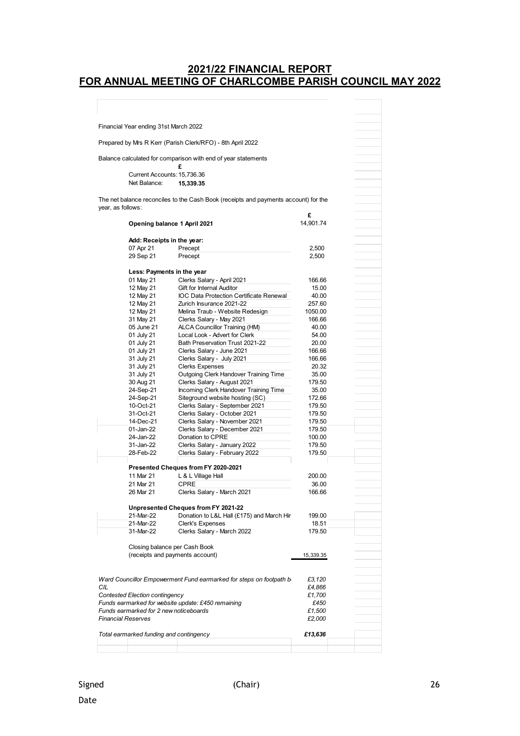# 2021/22 FINANCIAL REPORT
# FOR ANNUAL MEETING OF CHARLCOMBE PARISH COUNCIL MAY 2022

Financial Year ending 31st March 2022

Prepared by Mrs R Kerr (Parish Clerk/RFO) - 8th April 2022

Balance calculated for comparison with end of year statements

| | £ |
|---|---|
| Current Accounts: | 15,736.36 |
| Net Balance: | **15,339.35** |

The net balance reconciles to the Cash Book (receipts and payments account) for the year, as follows:

| | | £ |
|---|---|---|
| **Opening balance 1 April 2021** | | 14,901.74 |
| | | |
| **Add: Receipts in the year:** | | |
| 07 Apr 21 | Precept | 2,500 |
| 29 Sep 21 | Precept | 2,500 |
| | | |
| **Less: Payments in the year** | | |
| 01 May 21 | Clerks Salary - April 2021 | 166.66 |
| 12 May 21 | Gift for Internal Auditor | 15.00 |
| 12 May 21 | IOC Data Protection Certificate Renewal | 40.00 |
| 12 May 21 | Zurich Insurance 2021-22 | 257.60 |
| 12 May 21 | Melina Traub - Website Redesign | 1050.00 |
| 31 May 21 | Clerks Salary - May 2021 | 166.66 |
| 05 June 21 | ALCA Councillor Training (HM) | 40.00 |
| 01 July 21 | Local Look - Advert for Clerk | 54.00 |
| 01 July 21 | Bath Preservation Trust 2021-22 | 20.00 |
| 01 July 21 | Clerks Salary - June 2021 | 166.66 |
| 31 July 21 | Clerks Salary - July 2021 | 166.66 |
| 31 July 21 | Clerks Expenses | 20.32 |
| 31 July 21 | Outgoing Clerk Handover Training Time | 35.00 |
| 30 Aug 21 | Clerks Salary - August 2021 | 179.50 |
| 24-Sep-21 | Incoming Clerk Handover Training Time | 35.00 |
| 24-Sep-21 | Siteground website hosting (SC) | 172.66 |
| 10-Oct-21 | Clerks Salary - September 2021 | 179.50 |
| 31-Oct-21 | Clerks Salary - October 2021 | 179.50 |
| 14-Dec-21 | Clerks Salary - November 2021 | 179.50 |
| 01-Jan-22 | Clerks Salary - December 2021 | 179.50 |
| 24-Jan-22 | Donation to CPRE | 100.00 |
| 31-Jan-22 | Clerks Salary - January 2022 | 179.50 |
| 28-Feb-22 | Clerks Salary - February 2022 | 179.50 |
| | | |
| **Presented Cheques from FY 2020-2021** | | |
| 11 Mar 21 | L & L Village Hall | 200.00 |
| 21 Mar 21 | CPRE | 36.00 |
| 26 Mar 21 | Clerks Salary - March 2021 | 166.66 |
| | | |
| **Unpresented Cheques from FY 2021-22** | | |
| 21-Mar-22 | Donation to L&L Hall (£175) and March Hir | 199.00 |
| 21-Mar-22 | Clerk's Expenses | 18.51 |
| 31-Mar-22 | Clerks Salary - March 2022 | 179.50 |
| | | |
| Closing balance per Cash Book (receipts and payments account) | | 15,339.35 |

| | |
|---|---|
| *Ward Councillor Empowerment Fund earmarked for steps on footpath b* | *£3,120* |
| *CIL* | *£4,866* |
| *Contested Election contingency* | *£1,700* |
| *Funds earmarked for website update: £450 remaining* | *£450* |
| *Funds earmarked for 2 new noticeboards* | *£1,500* |
| *Financial Reserves* | *£2,000* |
| | |
| *Total earmarked funding and contingency* | ***£13,636*** |

Signed (Chair)

Date